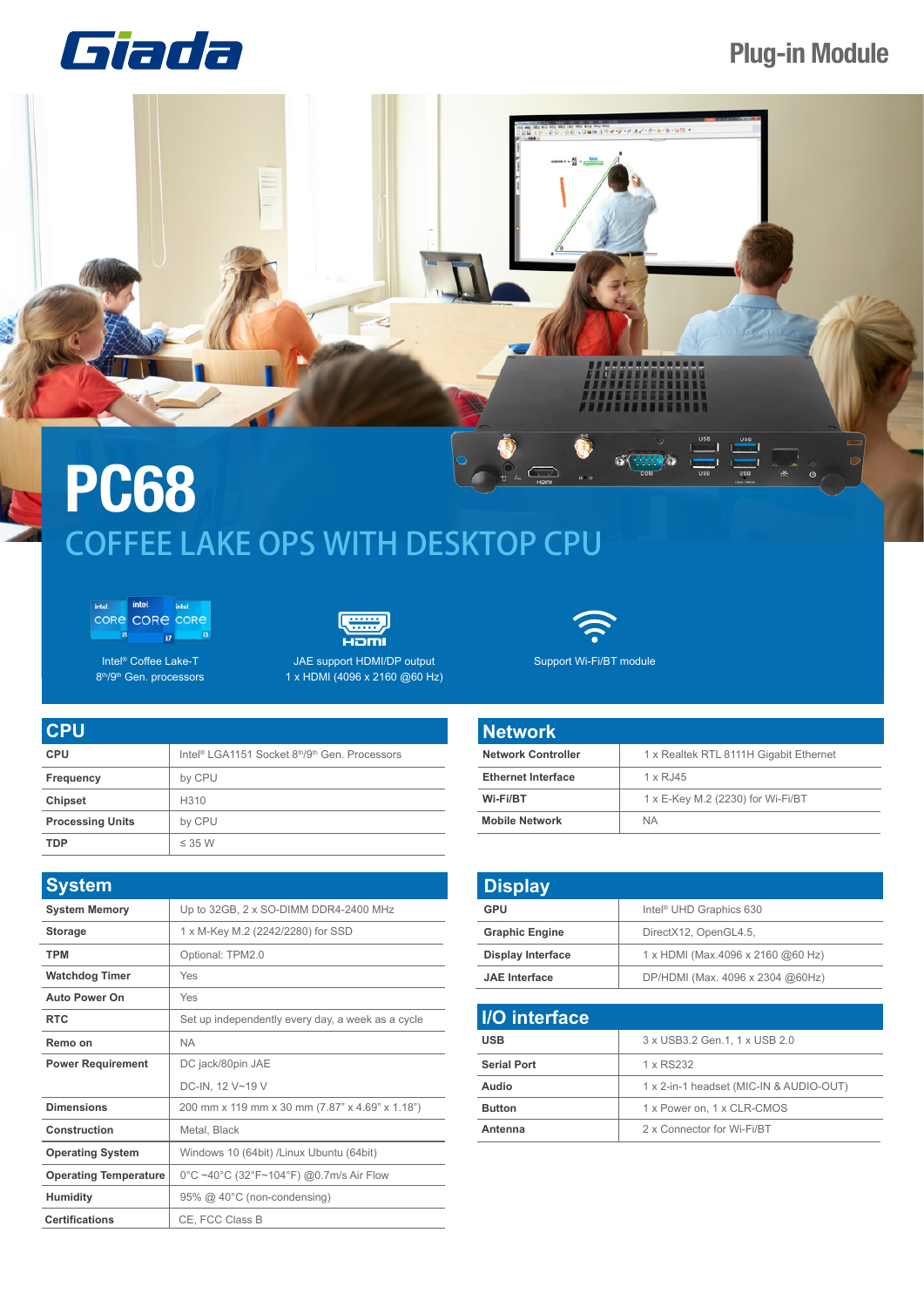# Giada

Plug-in Module

# PC68

## COFFEE LAKE OPS WITH DESKTOP CPU

Intel® Coffee Lake-T 8th/9th Gen. processors

JAE support HDMI/DP output
1 x HDMI (4096 x 2160 @60 Hz)

Support Wi-Fi/BT module

## CPU

| | |
|---|---|
| **CPU** | Intel® LGA1151 Socket 8th/9th Gen. Processors |
| **Frequency** | by CPU |
| **Chipset** | H310 |
| **Processing Units** | by CPU |
| **TDP** | ≤ 35 W |

## System

| | |
|---|---|
| **System Memory** | Up to 32GB, 2 x SO-DIMM DDR4-2400 MHz |
| **Storage** | 1 x M-Key M.2 (2242/2280) for SSD |
| **TPM** | Optional: TPM2.0 |
| **Watchdog Timer** | Yes |
| **Auto Power On** | Yes |
| **RTC** | Set up independently every day, a week as a cycle |
| **Remo on** | NA |
| **Power Requirement** | DC jack/80pin JAE |
| | DC-IN, 12 V~19 V |
| **Dimensions** | 200 mm x 119 mm x 30 mm (7.87" x 4.69" x 1.18") |
| **Construction** | Metal, Black |
| **Operating System** | Windows 10 (64bit) /Linux Ubuntu (64bit) |
| **Operating Temperature** | 0°C ~40°C (32°F~104°F) @0.7m/s Air Flow |
| **Humidity** | 95% @ 40°C (non-condensing) |
| **Certifications** | CE, FCC Class B |

## Network

| | |
|---|---|
| **Network Controller** | 1 x Realtek RTL 8111H Gigabit Ethernet |
| **Ethernet Interface** | 1 x RJ45 |
| **Wi-Fi/BT** | 1 x E-Key M.2 (2230) for Wi-Fi/BT |
| **Mobile Network** | NA |

## Display

| | |
|---|---|
| **GPU** | Intel® UHD Graphics 630 |
| **Graphic Engine** | DirectX12, OpenGL4.5, |
| **Display Interface** | 1 x HDMI (Max.4096 x 2160 @60 Hz) |
| **JAE Interface** | DP/HDMI (Max. 4096 x 2304 @60Hz) |

## I/O interface

| | |
|---|---|
| **USB** | 3 x USB3.2 Gen.1, 1 x USB 2.0 |
| **Serial Port** | 1 x RS232 |
| **Audio** | 1 x 2-in-1 headset (MIC-IN & AUDIO-OUT) |
| **Button** | 1 x Power on, 1 x CLR-CMOS |
| **Antenna** | 2 x Connector for Wi-Fi/BT |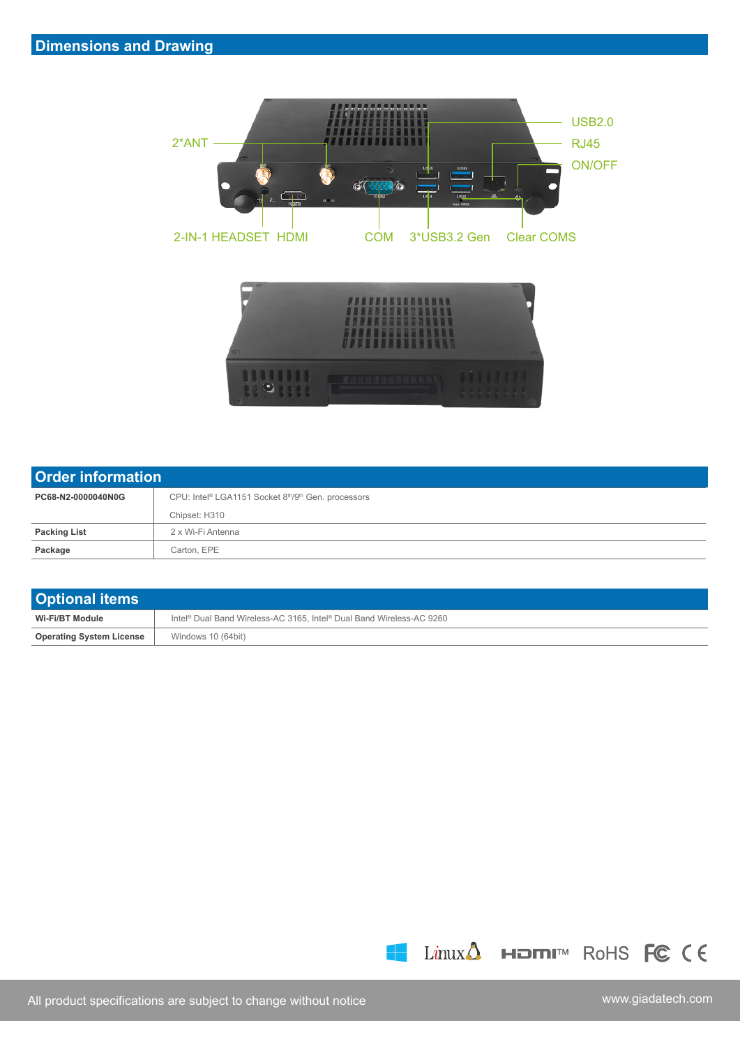## Dimensions and Drawing

2*ANT
USB2.0
RJ45
ON/OFF
2-IN-1 HEADSET
HDMI
COM
3*USB3.2 Gen
Clear COMS

## Order information

| | |
|---|---|
| **PC68-N2-0000040N0G** | CPU: Intel® LGA1151 Socket 8th/9th Gen. processors |
| | Chipset: H310 |
| **Packing List** | 2 x Wi-Fi Antenna |
| **Package** | Carton, EPE |

## Optional items

| | |
|---|---|
| **Wi-Fi/BT Module** | Intel® Dual Band Wireless-AC 3165, Intel® Dual Band Wireless-AC 9260 |
| **Operating System License** | Windows 10 (64bit) |

Linux HDMI™ RoHS FC CE

All product specifications are subject to change without notice

www.giadatech.com